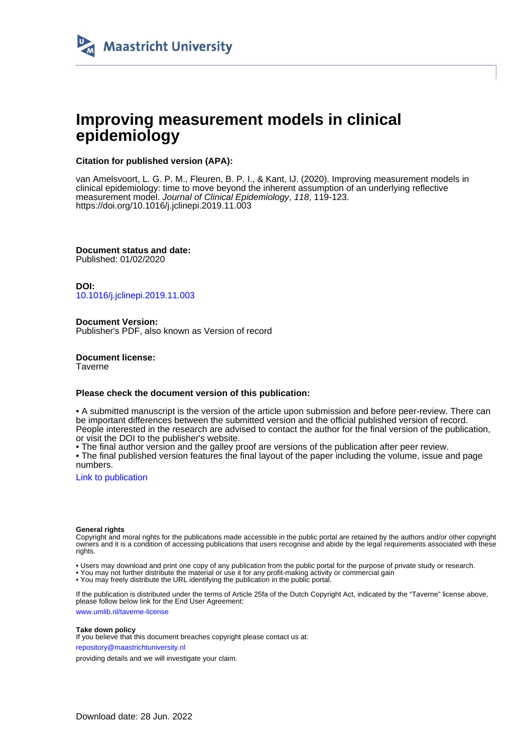Maastricht University

# Improving measurement models in clinical epidemiology

**Citation for published version (APA):**

van Amelsvoort, L. G. P. M., Fleuren, B. P. I., & Kant, IJ. (2020). Improving measurement models in clinical epidemiology: time to move beyond the inherent assumption of an underlying reflective measurement model. *Journal of Clinical Epidemiology*, *118*, 119-123. https://doi.org/10.1016/j.jclinepi.2019.11.003

**Document status and date:**
Published: 01/02/2020

**DOI:**
10.1016/j.jclinepi.2019.11.003

**Document Version:**
Publisher's PDF, also known as Version of record

**Document license:**
Taverne

**Please check the document version of this publication:**

• A submitted manuscript is the version of the article upon submission and before peer-review. There can be important differences between the submitted version and the official published version of record. People interested in the research are advised to contact the author for the final version of the publication, or visit the DOI to the publisher's website.
• The final author version and the galley proof are versions of the publication after peer review.
• The final published version features the final layout of the paper including the volume, issue and page numbers.

Link to publication

**General rights**
Copyright and moral rights for the publications made accessible in the public portal are retained by the authors and/or other copyright owners and it is a condition of accessing publications that users recognise and abide by the legal requirements associated with these rights.

• Users may download and print one copy of any publication from the public portal for the purpose of private study or research.
• You may not further distribute the material or use it for any profit-making activity or commercial gain
• You may freely distribute the URL identifying the publication in the public portal.

If the publication is distributed under the terms of Article 25fa of the Dutch Copyright Act, indicated by the "Taverne" license above, please follow below link for the End User Agreement:

www.umlib.nl/taverne-license

**Take down policy**
If you believe that this document breaches copyright please contact us at:

repository@maastrichtuniversity.nl

providing details and we will investigate your claim.

Download date: 28 Jun. 2022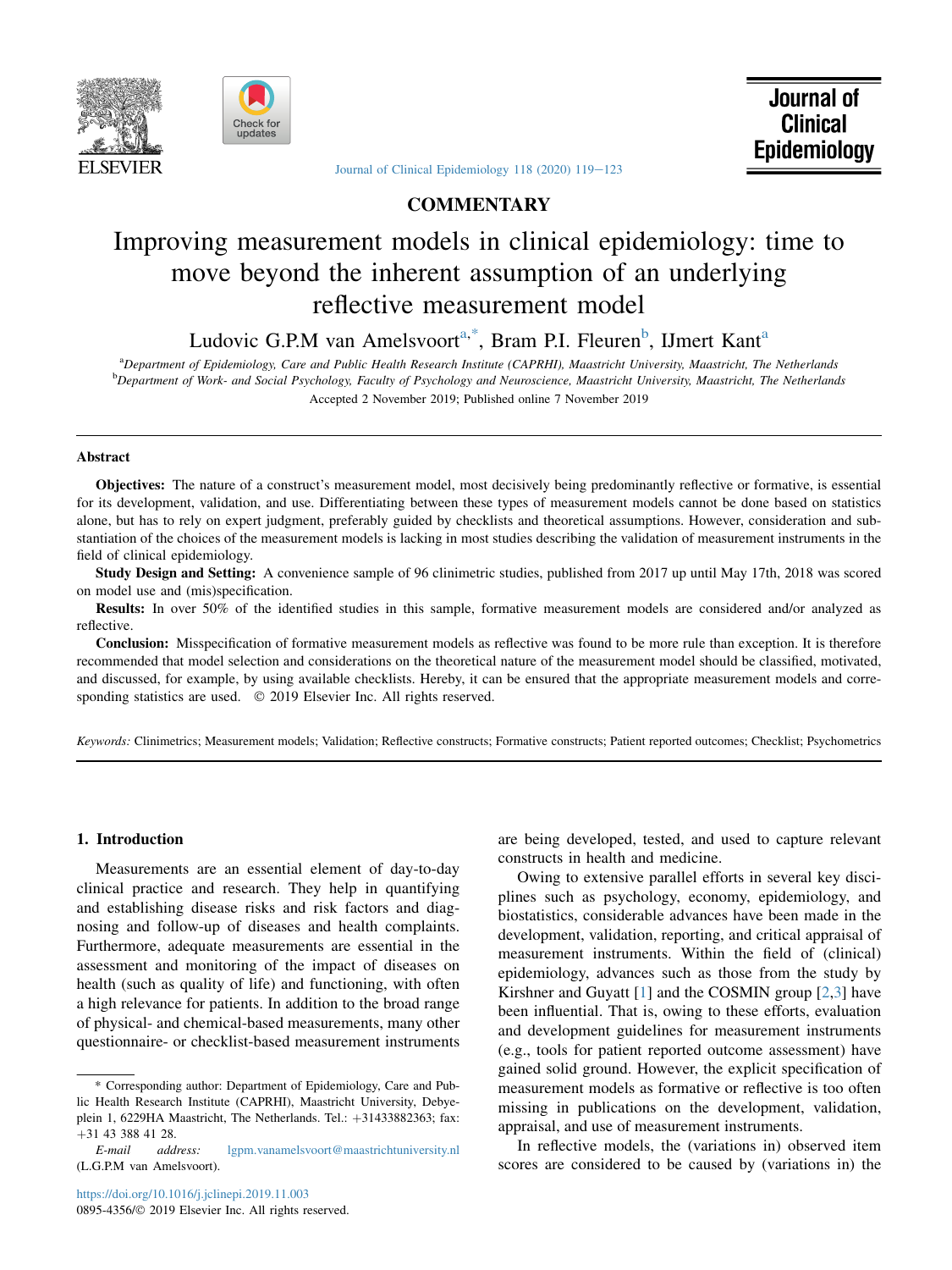## COMMENTARY

# Improving measurement models in clinical epidemiology: time to move beyond the inherent assumption of an underlying reflective measurement model

Ludovic G.P.M van Amelsvoort[a,*], Bram P.I. Fleuren[b], IJmert Kant[a]

[a]Department of Epidemiology, Care and Public Health Research Institute (CAPRHI), Maastricht University, Maastricht, The Netherlands
[b]Department of Work- and Social Psychology, Faculty of Psychology and Neuroscience, Maastricht University, Maastricht, The Netherlands

Accepted 2 November 2019; Published online 7 November 2019

### Abstract

**Objectives:** The nature of a construct's measurement model, most decisively being predominantly reflective or formative, is essential for its development, validation, and use. Differentiating between these types of measurement models cannot be done based on statistics alone, but has to rely on expert judgment, preferably guided by checklists and theoretical assumptions. However, consideration and substantiation of the choices of the measurement models is lacking in most studies describing the validation of measurement instruments in the field of clinical epidemiology.

**Study Design and Setting:** A convenience sample of 96 clinimetric studies, published from 2017 up until May 17th, 2018 was scored on model use and (mis)specification.

**Results:** In over 50% of the identified studies in this sample, formative measurement models are considered and/or analyzed as reflective.

**Conclusion:** Misspecification of formative measurement models as reflective was found to be more rule than exception. It is therefore recommended that model selection and considerations on the theoretical nature of the measurement model should be classified, motivated, and discussed, for example, by using available checklists. Hereby, it can be ensured that the appropriate measurement models and corresponding statistics are used. © 2019 Elsevier Inc. All rights reserved.

*Keywords:* Clinimetrics; Measurement models; Validation; Reflective constructs; Formative constructs; Patient reported outcomes; Checklist; Psychometrics

## 1. Introduction

Measurements are an essential element of day-to-day clinical practice and research. They help in quantifying and establishing disease risks and risk factors and diagnosing and follow-up of diseases and health complaints. Furthermore, adequate measurements are essential in the assessment and monitoring of the impact of diseases on health (such as quality of life) and functioning, with often a high relevance for patients. In addition to the broad range of physical- and chemical-based measurements, many other questionnaire- or checklist-based measurement instruments are being developed, tested, and used to capture relevant constructs in health and medicine.

Owing to extensive parallel efforts in several key disciplines such as psychology, economy, epidemiology, and biostatistics, considerable advances have been made in the development, validation, reporting, and critical appraisal of measurement instruments. Within the field of (clinical) epidemiology, advances such as those from the study by Kirshner and Guyatt [1] and the COSMIN group [2,3] have been influential. That is, owing to these efforts, evaluation and development guidelines for measurement instruments (e.g., tools for patient reported outcome assessment) have gained solid ground. However, the explicit specification of measurement models as formative or reflective is too often missing in publications on the development, validation, appraisal, and use of measurement instruments.

In reflective models, the (variations in) observed item scores are considered to be caused by (variations in) the

\* Corresponding author: Department of Epidemiology, Care and Public Health Research Institute (CAPRHI), Maastricht University, Debyeplein 1, 6229HA Maastricht, The Netherlands. Tel.: +31433882363; fax: +31 43 388 41 28.

*E-mail address:* lgpm.vanamelsvoort@maastrichtuniversity.nl (L.G.P.M van Amelsvoort).

https://doi.org/10.1016/j.jclinepi.2019.11.003
0895-4356/© 2019 Elsevier Inc. All rights reserved.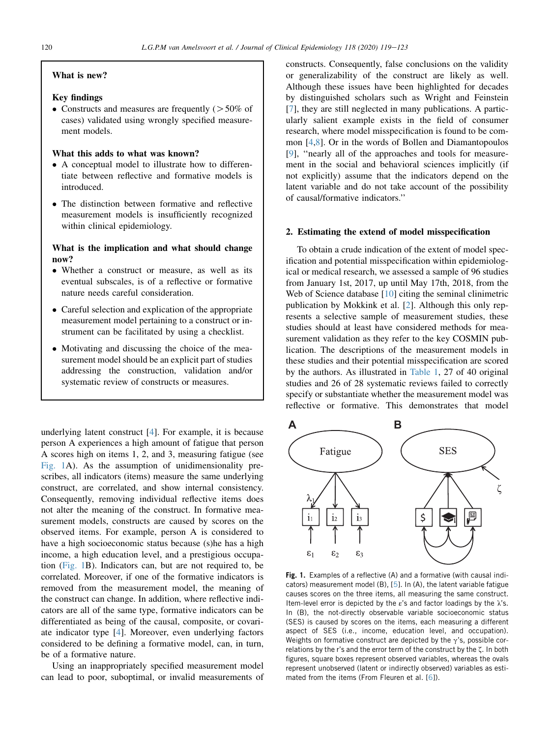**What is new?**

**Key findings**

- Constructs and measures are frequently (>50% of cases) validated using wrongly specified measurement models.

**What this adds to what was known?**

- A conceptual model to illustrate how to differentiate between reflective and formative models is introduced.
- The distinction between formative and reflective measurement models is insufficiently recognized within clinical epidemiology.

**What is the implication and what should change now?**

- Whether a construct or measure, as well as its eventual subscales, is of a reflective or formative nature needs careful consideration.
- Careful selection and explication of the appropriate measurement model pertaining to a construct or instrument can be facilitated by using a checklist.
- Motivating and discussing the choice of the measurement model should be an explicit part of studies addressing the construction, validation and/or systematic review of constructs or measures.

underlying latent construct [4]. For example, it is because person A experiences a high amount of fatigue that person A scores high on items 1, 2, and 3, measuring fatigue (see Fig. 1A). As the assumption of unidimensionality prescribes, all indicators (items) measure the same underlying construct, are correlated, and show internal consistency. Consequently, removing individual reflective items does not alter the meaning of the construct. In formative measurement models, constructs are caused by scores on the observed items. For example, person A is considered to have a high socioeconomic status because (s)he has a high income, a high education level, and a prestigious occupation (Fig. 1B). Indicators can, but are not required to, be correlated. Moreover, if one of the formative indicators is removed from the measurement model, the meaning of the construct can change. In addition, where reflective indicators are all of the same type, formative indicators can be differentiated as being of the causal, composite, or covariate indicator type [4]. Moreover, even underlying factors considered to be defining a formative model, can, in turn, be of a formative nature.

Using an inappropriately specified measurement model can lead to poor, suboptimal, or invalid measurements of constructs. Consequently, false conclusions on the validity or generalizability of the construct are likely as well. Although these issues have been highlighted for decades by distinguished scholars such as Wright and Feinstein [7], they are still neglected in many publications. A particularly salient example exists in the field of consumer research, where model misspecification is found to be common [4,8]. Or in the words of Bollen and Diamantopoulos [9], "nearly all of the approaches and tools for measurement in the social and behavioral sciences implicitly (if not explicitly) assume that the indicators depend on the latent variable and do not take account of the possibility of causal/formative indicators."

## 2. Estimating the extend of model misspecification

To obtain a crude indication of the extent of model specification and potential misspecification within epidemiological or medical research, we assessed a sample of 96 studies from January 1st, 2017, up until May 17th, 2018, from the Web of Science database [10] citing the seminal clinimetric publication by Mokkink et al. [2]. Although this only represents a selective sample of measurement studies, these studies should at least have considered methods for measurement validation as they refer to the key COSMIN publication. The descriptions of the measurement models in these studies and their potential misspecification are scored by the authors. As illustrated in Table 1, 27 of 40 original studies and 26 of 28 systematic reviews failed to correctly specify or substantiate whether the measurement model was reflective or formative. This demonstrates that model

**Fig. 1.** Examples of a reflective (A) and a formative (with causal indicators) measurement model (B), [5]. In (A), the latent variable fatigue causes scores on the three items, all measuring the same construct. Item-level error is depicted by the $\varepsilon$'s and factor loadings by the $\lambda$'s. In (B), the not-directly observable variable socioeconomic status (SES) is caused by scores on the items, each measuring a different aspect of SES (i.e., income, education level, and occupation). Weights on formative construct are depicted by the $\gamma$'s, possible correlations by the r's and the error term of the construct by the $\zeta$. In both figures, square boxes represent observed variables, whereas the ovals represent unobserved (latent or indirectly observed) variables as estimated from the items (From Fleuren et al. [6]).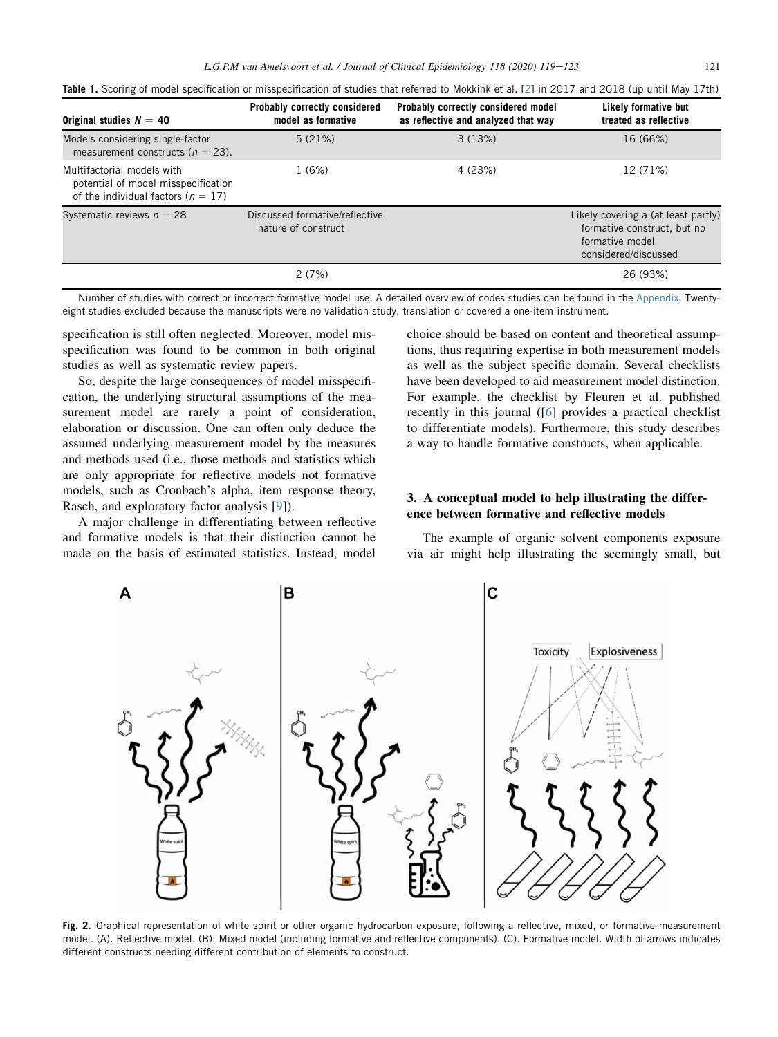**Table 1.** Scoring of model specification or misspecification of studies that referred to Mokkink et al. [2] in 2017 and 2018 (up until May 17th)

| Original studies $N = 40$ | Probably correctly considered model as formative | Probably correctly considered model as reflective and analyzed that way | Likely formative but treated as reflective |
|---|---|---|---|
| Models considering single-factor measurement constructs ($n = 23$). | 5 (21%) | 3 (13%) | 16 (66%) |
| Multifactorial models with potential of model misspecification of the individual factors ($n = 17$) | 1 (6%) | 4 (23%) | 12 (71%) |
| Systematic reviews $n = 28$ | Discussed formative/reflective nature of construct | | Likely covering a (at least partly) formative construct, but no formative model considered/discussed |
| | 2 (7%) | | 26 (93%) |

Number of studies with correct or incorrect formative model use. A detailed overview of codes studies can be found in the Appendix. Twenty-eight studies excluded because the manuscripts were no validation study, translation or covered a one-item instrument.

specification is still often neglected. Moreover, model misspecification was found to be common in both original studies as well as systematic review papers.

So, despite the large consequences of model misspecification, the underlying structural assumptions of the measurement model are rarely a point of consideration, elaboration or discussion. One can often only deduce the assumed underlying measurement model by the measures and methods used (i.e., those methods and statistics which are only appropriate for reflective models not formative models, such as Cronbach's alpha, item response theory, Rasch, and exploratory factor analysis [9]).

A major challenge in differentiating between reflective and formative models is that their distinction cannot be made on the basis of estimated statistics. Instead, model choice should be based on content and theoretical assumptions, thus requiring expertise in both measurement models as well as the subject specific domain. Several checklists have been developed to aid measurement model distinction. For example, the checklist by Fleuren et al. published recently in this journal ([6] provides a practical checklist to differentiate models). Furthermore, this study describes a way to handle formative constructs, when applicable.

## 3. A conceptual model to help illustrating the difference between formative and reflective models

The example of organic solvent components exposure via air might help illustrating the seemingly small, but

**Fig. 2.** Graphical representation of white spirit or other organic hydrocarbon exposure, following a reflective, mixed, or formative measurement model. (A). Reflective model. (B). Mixed model (including formative and reflective components). (C). Formative model. Width of arrows indicates different constructs needing different contribution of elements to construct.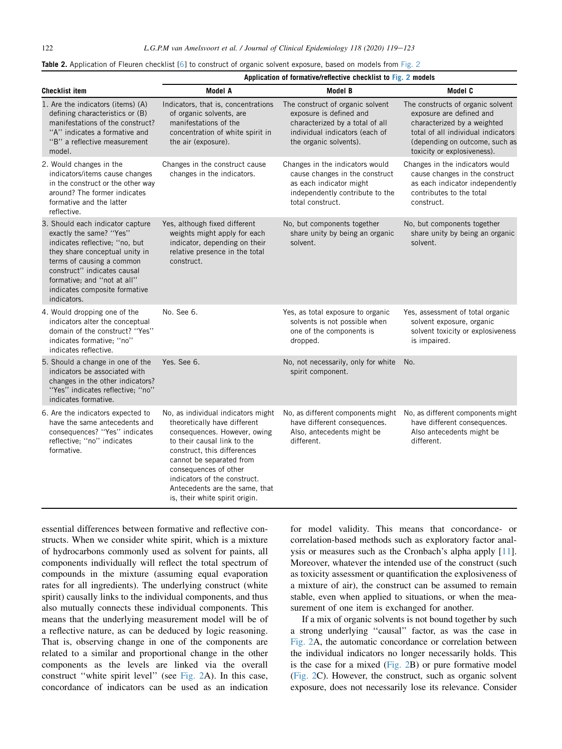**Table 2.** Application of Fleuren checklist [6] to construct of organic solvent exposure, based on models from Fig. 2

| Checklist item | Application of formative/reflective checklist to Fig. 2 models | | |
|---|---|---|---|
| | Model A | Model B | Model C |
| 1. Are the indicators (items) (A) defining characteristics or (B) manifestations of the construct? "A" indicates a formative and "B" a reflective measurement model. | Indicators, that is, concentrations of organic solvents, are manifestations of the concentration of white spirit in the air (exposure). | The construct of organic solvent exposure is defined and characterized by a total of all individual indicators (each of the organic solvents). | The constructs of organic solvent exposure are defined and characterized by a weighted total of all individual indicators (depending on outcome, such as toxicity or explosiveness). |
| 2. Would changes in the indicators/items cause changes in the construct or the other way around? The former indicates formative and the latter reflective. | Changes in the construct cause changes in the indicators. | Changes in the indicators would cause changes in the construct as each indicator might independently contribute to the total construct. | Changes in the indicators would cause changes in the construct as each indicator independently contributes to the total construct. |
| 3. Should each indicator capture exactly the same? "Yes" indicates reflective; "no, but they share conceptual unity in terms of causing a common construct" indicates causal formative; and "not at all" indicates composite formative indicators. | Yes, although fixed different weights might apply for each indicator, depending on their relative presence in the total construct. | No, but components together share unity by being an organic solvent. | No, but components together share unity by being an organic solvent. |
| 4. Would dropping one of the indicators alter the conceptual domain of the construct? "Yes" indicates formative; "no" indicates reflective. | No. See 6. | Yes, as total exposure to organic solvents is not possible when one of the components is dropped. | Yes, assessment of total organic solvent exposure, organic solvent toxicity or explosiveness is impaired. |
| 5. Should a change in one of the indicators be associated with changes in the other indicators? "Yes" indicates reflective; "no" indicates formative. | Yes. See 6. | No, not necessarily, only for white spirit component. | No. |
| 6. Are the indicators expected to have the same antecedents and consequences? "Yes" indicates reflective; "no" indicates formative. | No, as individual indicators might theoretically have different consequences. However, owing to their causal link to the construct, this differences cannot be separated from consequences of other indicators of the construct. Antecedents are the same, that is, their white spirit origin. | No, as different components might have different consequences. Also, antecedents might be different. | No, as different components might have different consequences. Also antecedents might be different. |

essential differences between formative and reflective constructs. When we consider white spirit, which is a mixture of hydrocarbons commonly used as solvent for paints, all components individually will reflect the total spectrum of compounds in the mixture (assuming equal evaporation rates for all ingredients). The underlying construct (white spirit) causally links to the individual components, and thus also mutually connects these individual components. This means that the underlying measurement model will be of a reflective nature, as can be deduced by logic reasoning. That is, observing change in one of the components are related to a similar and proportional change in the other components as the levels are linked via the overall construct "white spirit level" (see Fig. 2A). In this case, concordance of indicators can be used as an indication for model validity. This means that concordance- or correlation-based methods such as exploratory factor analysis or measures such as the Cronbach's alpha apply [11]. Moreover, whatever the intended use of the construct (such as toxicity assessment or quantification the explosiveness of a mixture of air), the construct can be assumed to remain stable, even when applied to situations, or when the measurement of one item is exchanged for another.

If a mix of organic solvents is not bound together by such a strong underlying "causal" factor, as was the case in Fig. 2A, the automatic concordance or correlation between the individual indicators no longer necessarily holds. This is the case for a mixed (Fig. 2B) or pure formative model (Fig. 2C). However, the construct, such as organic solvent exposure, does not necessarily lose its relevance. Consider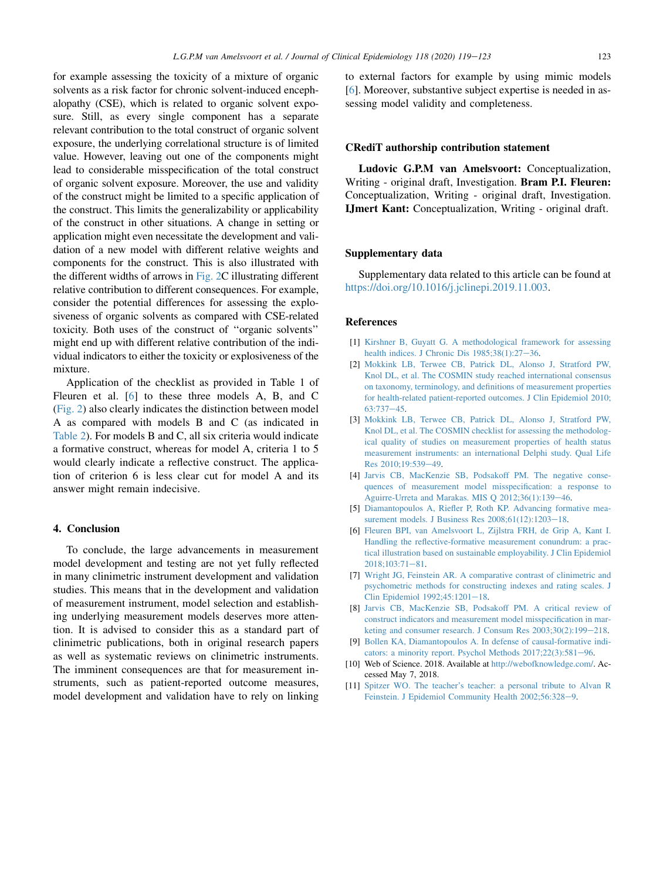for example assessing the toxicity of a mixture of organic solvents as a risk factor for chronic solvent-induced encephalopathy (CSE), which is related to organic solvent exposure. Still, as every single component has a separate relevant contribution to the total construct of organic solvent exposure, the underlying correlational structure is of limited value. However, leaving out one of the components might lead to considerable misspecification of the total construct of organic solvent exposure. Moreover, the use and validity of the construct might be limited to a specific application of the construct. This limits the generalizability or applicability of the construct in other situations. A change in setting or application might even necessitate the development and validation of a new model with different relative weights and components for the construct. This is also illustrated with the different widths of arrows in Fig. 2C illustrating different relative contribution to different consequences. For example, consider the potential differences for assessing the explosiveness of organic solvents as compared with CSE-related toxicity. Both uses of the construct of "organic solvents" might end up with different relative contribution of the individual indicators to either the toxicity or explosiveness of the mixture.

Application of the checklist as provided in Table 1 of Fleuren et al. [6] to these three models A, B, and C (Fig. 2) also clearly indicates the distinction between model A as compared with models B and C (as indicated in Table 2). For models B and C, all six criteria would indicate a formative construct, whereas for model A, criteria 1 to 5 would clearly indicate a reflective construct. The application of criterion 6 is less clear cut for model A and its answer might remain indecisive.

## 4. Conclusion

To conclude, the large advancements in measurement model development and testing are not yet fully reflected in many clinimetric instrument development and validation studies. This means that in the development and validation of measurement instrument, model selection and establishing underlying measurement models deserves more attention. It is advised to consider this as a standard part of clinimetric publications, both in original research papers as well as systematic reviews on clinimetric instruments. The imminent consequences are that for measurement instruments, such as patient-reported outcome measures, model development and validation have to rely on linking to external factors for example by using mimic models [6]. Moreover, substantive subject expertise is needed in assessing model validity and completeness.

## CRediT authorship contribution statement

**Ludovic G.P.M van Amelsvoort:** Conceptualization, Writing - original draft, Investigation. **Bram P.I. Fleuren:** Conceptualization, Writing - original draft, Investigation. **IJmert Kant:** Conceptualization, Writing - original draft.

## Supplementary data

Supplementary data related to this article can be found at https://doi.org/10.1016/j.jclinepi.2019.11.003.

## References

[1] Kirshner B, Guyatt G. A methodological framework for assessing health indices. J Chronic Dis 1985;38(1):27–36.

[2] Mokkink LB, Terwee CB, Patrick DL, Alonso J, Stratford PW, Knol DL, et al. The COSMIN study reached international consensus on taxonomy, terminology, and definitions of measurement properties for health-related patient-reported outcomes. J Clin Epidemiol 2010;63:737–45.

[3] Mokkink LB, Terwee CB, Patrick DL, Alonso J, Stratford PW, Knol DL, et al. The COSMIN checklist for assessing the methodological quality of studies on measurement properties of health status measurement instruments: an international Delphi study. Qual Life Res 2010;19:539–49.

[4] Jarvis CB, MacKenzie SB, Podsakoff PM. The negative consequences of measurement model misspecification: a response to Aguirre-Urreta and Marakas. MIS Q 2012;36(1):139–46.

[5] Diamantopoulos A, Riefler P, Roth KP. Advancing formative measurement models. J Business Res 2008;61(12):1203–18.

[6] Fleuren BPI, van Amelsvoort L, Zijlstra FRH, de Grip A, Kant I. Handling the reflective-formative measurement conundrum: a practical illustration based on sustainable employability. J Clin Epidemiol 2018;103:71–81.

[7] Wright JG, Feinstein AR. A comparative contrast of clinimetric and psychometric methods for constructing indexes and rating scales. J Clin Epidemiol 1992;45:1201–18.

[8] Jarvis CB, MacKenzie SB, Podsakoff PM. A critical review of construct indicators and measurement model misspecification in marketing and consumer research. J Consum Res 2003;30(2):199–218.

[9] Bollen KA, Diamantopoulos A. In defense of causal-formative indicators: a minority report. Psychol Methods 2017;22(3):581–96.

[10] Web of Science. 2018. Available at http://webofknowledge.com/. Accessed May 7, 2018.

[11] Spitzer WO. The teacher's teacher: a personal tribute to Alvan R Feinstein. J Epidemiol Community Health 2002;56:328–9.